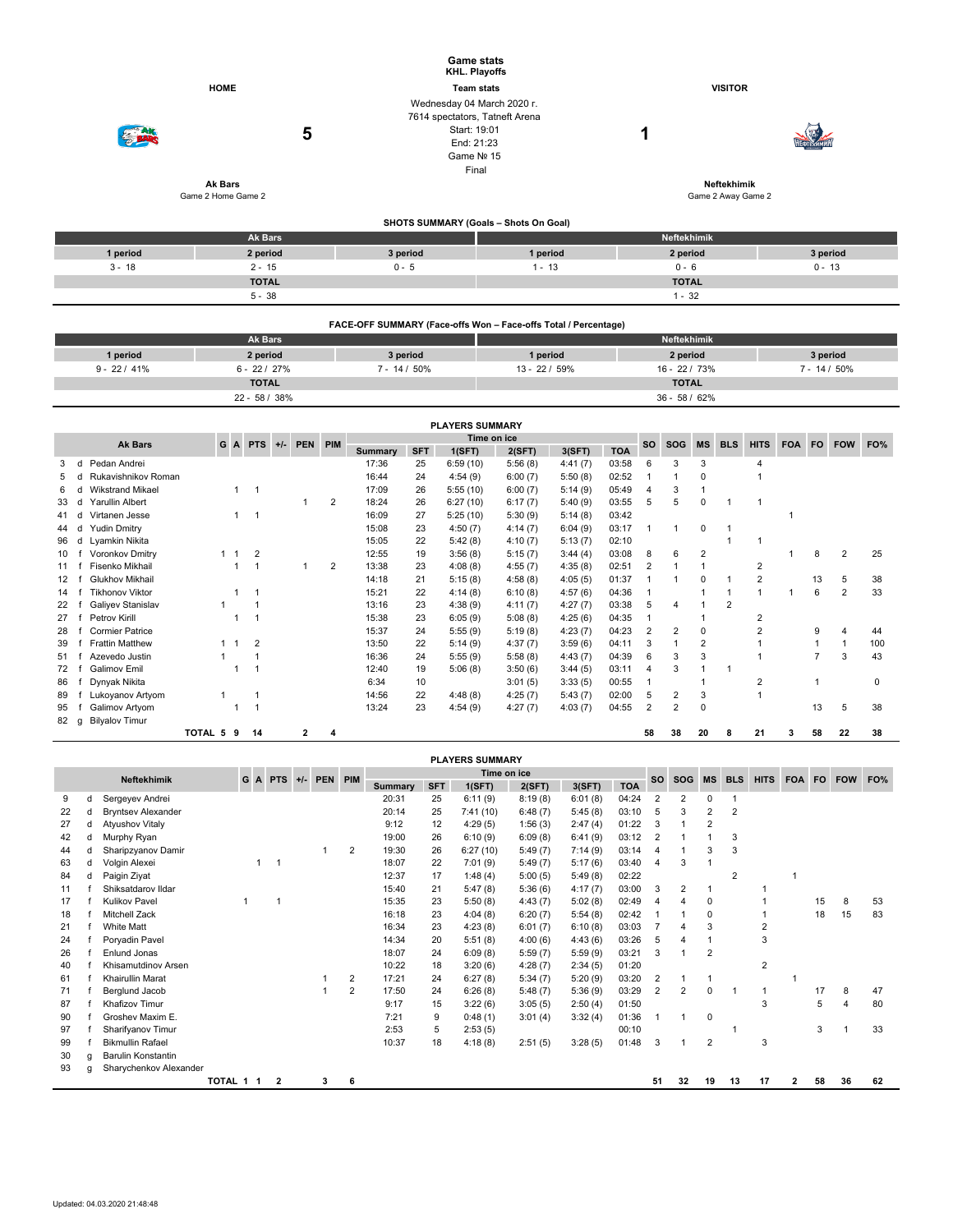# Game stats
## KHL. Playoffs

| HOME | Team stats | VISITOR |
|---|---|---|
| Ak Bars | Wednesday 04 March 2020 г. | Neftekhimik |
| 5 | 7614 spectators, Tatneft Arena | 1 |
| Game 2 Home Game 2 | Start: 19:01 | Game 2 Away Game 2 |
| | End: 21:23 | |
| | Game № 15 | |
| | Final | |

### SHOTS SUMMARY (Goals – Shots On Goal)

| Ak Bars | | | Neftekhimik | | |
|---|---|---|---|---|---|
| 1 period | 2 period | 3 period | 1 period | 2 period | 3 period |
| 3 - 18 | 2 - 15 | 0 - 5 | 1 - 13 | 0 - 6 | 0 - 13 |
| TOTAL | | | TOTAL | | |
| 5 - 38 | | | 1 - 32 | | |

### FACE-OFF SUMMARY (Face-offs Won – Face-offs Total / Percentage)

| Ak Bars | | | Neftekhimik | | |
|---|---|---|---|---|---|
| 1 period | 2 period | 3 period | 1 period | 2 period | 3 period |
| 9 - 22 / 41% | 6 - 22 / 27% | 7 - 14 / 50% | 13 - 22 / 59% | 16 - 22 / 73% | 7 - 14 / 50% |
| TOTAL | | | TOTAL | | |
| 22 - 58 / 38% | | | 36 - 58 / 62% | | |

### PLAYERS SUMMARY

| # | | Ak Bars | G | A | PTS | +/- | PEN | PIM | Summary | SFT | 1(SFT) | 2(SFT) | 3(SFT) | TOA | SO | SOG | MS | BLS | HITS | FOA | FO | FOW | FO% |
|---|---|---|---|---|---|---|---|---|---|---|---|---|---|---|---|---|---|---|---|---|---|---|---|
| 3 | d | Pedan Andrei | | | | | | | 17:36 | 25 | 6:59 (10) | 5:56 (8) | 4:41 (7) | 03:58 | 6 | 3 | 3 | | 4 | | | | |
| 5 | d | Rukavishnikov Roman | | | | | | | 16:44 | 24 | 4:54 (9) | 6:00 (7) | 5:50 (8) | 02:52 | 1 | 1 | 0 | | 1 | | | | |
| 6 | d | Wikstrand Mikael | | 1 | 1 | | | | 17:09 | 26 | 5:55 (10) | 6:00 (7) | 5:14 (9) | 05:49 | 4 | 3 | 1 | | | | | | |
| 33 | d | Yarullin Albert | | | | | 1 | 2 | 18:24 | 26 | 6:27 (10) | 6:17 (7) | 5:40 (9) | 03:55 | 5 | 5 | 0 | 1 | 1 | | | | |
| 41 | d | Virtanen Jesse | | 1 | 1 | | | | 16:09 | 27 | 5:25 (10) | 5:30 (9) | 5:14 (8) | 03:42 | | | | | | 1 | | | |
| 44 | d | Yudin Dmitry | | | | | | | 15:08 | 23 | 4:50 (7) | 4:14 (7) | 6:04 (9) | 03:17 | 1 | 1 | 0 | 1 | | | | | |
| 96 | d | Lyamkin Nikita | | | | | | | 15:05 | 22 | 5:42 (8) | 4:10 (7) | 5:13 (7) | 02:10 | | | | 1 | 1 | | | | |
| 10 | f | Voronkov Dmitry | 1 | 1 | 2 | | | | 12:55 | 19 | 3:56 (8) | 5:15 (7) | 3:44 (4) | 03:08 | 8 | 6 | 2 | | | 1 | 8 | 2 | 25 |
| 11 | f | Fisenko Mikhail | | 1 | 1 | | 1 | 2 | 13:38 | 23 | 4:08 (8) | 4:55 (7) | 4:35 (8) | 02:51 | 2 | 1 | 1 | | 2 | | | | |
| 12 | f | Glukhov Mikhail | | | | | | | 14:18 | 21 | 5:15 (8) | 4:58 (8) | 4:05 (5) | 01:37 | 1 | 1 | 0 | 1 | 2 | | 13 | 5 | 38 |
| 14 | f | Tikhonov Viktor | | 1 | 1 | | | | 15:21 | 22 | 4:14 (8) | 6:10 (8) | 4:57 (6) | 04:36 | 1 | | 1 | 1 | 1 | 1 | 6 | 2 | 33 |
| 22 | f | Galiyev Stanislav | 1 | | 1 | | | | 13:16 | 23 | 4:38 (9) | 4:11 (7) | 4:27 (7) | 03:38 | 5 | 4 | 1 | 2 | | | | | |
| 27 | f | Petrov Kirill | | 1 | 1 | | | | 15:38 | 23 | 6:05 (9) | 5:08 (8) | 4:25 (6) | 04:35 | 1 | | 1 | | 2 | | | | |
| 28 | f | Cormier Patrice | | | | | | | 15:37 | 24 | 5:55 (9) | 5:19 (8) | 4:23 (7) | 04:23 | 2 | 2 | 0 | | 2 | | 9 | 4 | 44 |
| 39 | f | Frattin Matthew | 1 | 1 | 2 | | | | 13:50 | 22 | 5:14 (9) | 4:37 (7) | 3:59 (6) | 04:11 | 3 | 1 | 2 | | 1 | | 1 | 1 | 100 |
| 51 | f | Azevedo Justin | 1 | | 1 | | | | 16:36 | 24 | 5:55 (9) | 5:58 (8) | 4:43 (7) | 04:39 | 6 | 3 | 3 | | 1 | | 7 | 3 | 43 |
| 72 | f | Galimov Emil | | 1 | 1 | | | | 12:40 | 19 | 5:06 (8) | 3:50 (6) | 3:44 (5) | 03:11 | 4 | 3 | 1 | 1 | | | | | |
| 86 | f | Dynyak Nikita | | | | | | | 6:34 | 10 | | 3:01 (5) | 3:33 (5) | 00:55 | 1 | | 1 | | 2 | | 1 | | 0 |
| 89 | f | Lukoyanov Artyom | 1 | | 1 | | | | 14:56 | 22 | 4:48 (8) | 4:25 (7) | 5:43 (7) | 02:00 | 5 | 2 | 3 | | 1 | | | | |
| 95 | f | Galimov Artyom | | 1 | 1 | | | | 13:24 | 23 | 4:54 (9) | 4:27 (7) | 4:03 (7) | 04:55 | 2 | 2 | 0 | | | | 13 | 5 | 38 |
| 82 | g | Bilyalov Timur | | | | | | | | | | | | | | | | | | | | | |
| | | TOTAL | 5 | 9 | 14 | | 2 | 4 | | | | | | | 58 | 38 | 20 | 8 | 21 | 3 | 58 | 22 | 38 |

### PLAYERS SUMMARY

| # | | Neftekhimik | G | A | PTS | +/- | PEN | PIM | Summary | SFT | 1(SFT) | 2(SFT) | 3(SFT) | TOA | SO | SOG | MS | BLS | HITS | FOA | FO | FOW | FO% |
|---|---|---|---|---|---|---|---|---|---|---|---|---|---|---|---|---|---|---|---|---|---|---|---|
| 9 | d | Sergeyev Andrei | | | | | | | 20:31 | 25 | 6:11 (9) | 8:19 (8) | 6:01 (8) | 04:24 | 2 | 2 | 0 | 1 | | | | | |
| 22 | d | Bryntsev Alexander | | | | | | | 20:14 | 25 | 7:41 (10) | 6:48 (7) | 5:45 (8) | 03:10 | 5 | 3 | 2 | 2 | | | | | |
| 27 | d | Atyushov Vitaly | | | | | | | 9:12 | 12 | 4:29 (5) | 1:56 (3) | 2:47 (4) | 01:22 | 3 | 1 | 2 | | | | | | |
| 42 | d | Murphy Ryan | | | | | | | 19:00 | 26 | 6:10 (9) | 6:09 (8) | 6:41 (9) | 03:12 | 2 | 1 | 1 | 3 | | | | | |
| 44 | d | Sharipzyanov Damir | | | | | 1 | 2 | 19:30 | 26 | 6:27 (10) | 5:49 (7) | 7:14 (9) | 03:14 | 4 | 1 | 3 | 3 | | | | | |
| 63 | d | Volgin Alexei | | 1 | 1 | | | | 18:07 | 22 | 7:01 (9) | 5:49 (7) | 5:17 (6) | 03:40 | 4 | 3 | 1 | | | | | | |
| 84 | d | Paigin Ziyat | | | | | | | 12:37 | 17 | 1:48 (4) | 5:00 (5) | 5:49 (8) | 02:22 | | | | 2 | | 1 | | | |
| 11 | f | Shiksatdarov Ildar | | | | | | | 15:40 | 21 | 5:47 (8) | 5:36 (6) | 4:17 (7) | 03:00 | 3 | 2 | 1 | | 1 | | | | |
| 17 | f | Kulikov Pavel | 1 | | 1 | | | | 15:35 | 23 | 5:50 (8) | 4:43 (7) | 5:02 (8) | 02:49 | 4 | 4 | 0 | | 1 | | 15 | 8 | 53 |
| 18 | f | Mitchell Zack | | | | | | | 16:18 | 23 | 4:04 (8) | 6:20 (7) | 5:54 (8) | 02:42 | 1 | 1 | 0 | | 1 | | 18 | 15 | 83 |
| 21 | f | White Matt | | | | | | | 16:34 | 23 | 4:23 (8) | 6:01 (7) | 6:10 (8) | 03:03 | 7 | 4 | 3 | | 2 | | | | |
| 24 | f | Poryadin Pavel | | | | | | | 14:34 | 20 | 5:51 (8) | 4:00 (6) | 4:43 (6) | 03:26 | 5 | 4 | 1 | | 3 | | | | |
| 26 | f | Enlund Jonas | | | | | | | 18:07 | 24 | 6:09 (8) | 5:59 (7) | 5:59 (9) | 03:21 | 3 | 1 | 2 | | | | | | |
| 40 | f | Khisamutdinov Arsen | | | | | | | 10:22 | 18 | 3:20 (6) | 4:28 (7) | 2:34 (5) | 01:20 | | | | | 2 | | | | |
| 61 | f | Khairullin Marat | | | | | 1 | 2 | 17:21 | 24 | 6:27 (8) | 5:34 (7) | 5:20 (9) | 03:20 | 2 | 1 | 1 | | | 1 | | | |
| 71 | f | Berglund Jacob | | | | | 1 | 2 | 17:50 | 24 | 6:26 (8) | 5:48 (7) | 5:36 (9) | 03:29 | 2 | 2 | 0 | 1 | 1 | | 17 | 8 | 47 |
| 87 | f | Khafizov Timur | | | | | | | 9:17 | 15 | 3:22 (6) | 3:05 (5) | 2:50 (4) | 01:50 | | | | | 3 | | 5 | 4 | 80 |
| 90 | f | Groshev Maxim E. | | | | | | | 7:21 | 9 | 0:48 (1) | 3:01 (4) | 3:32 (4) | 01:36 | 1 | 1 | 0 | | | | | | |
| 97 | f | Sharifyanov Timur | | | | | | | 2:53 | 5 | 2:53 (5) | | | 00:10 | | | | 1 | | | 3 | 1 | 33 |
| 99 | f | Bikmullin Rafael | | | | | | | 10:37 | 18 | 4:18 (8) | 2:51 (5) | 3:28 (5) | 01:48 | 3 | 1 | 2 | | 3 | | | | |
| 30 | g | Barulin Konstantin | | | | | | | | | | | | | | | | | | | | | |
| 93 | g | Sharychenkov Alexander | | | | | | | | | | | | | | | | | | | | | |
| | | TOTAL | 1 | 1 | 2 | | 3 | 6 | | | | | | | 51 | 32 | 19 | 13 | 17 | 2 | 58 | 36 | 62 |

Updated: 04.03.2020 21:48:48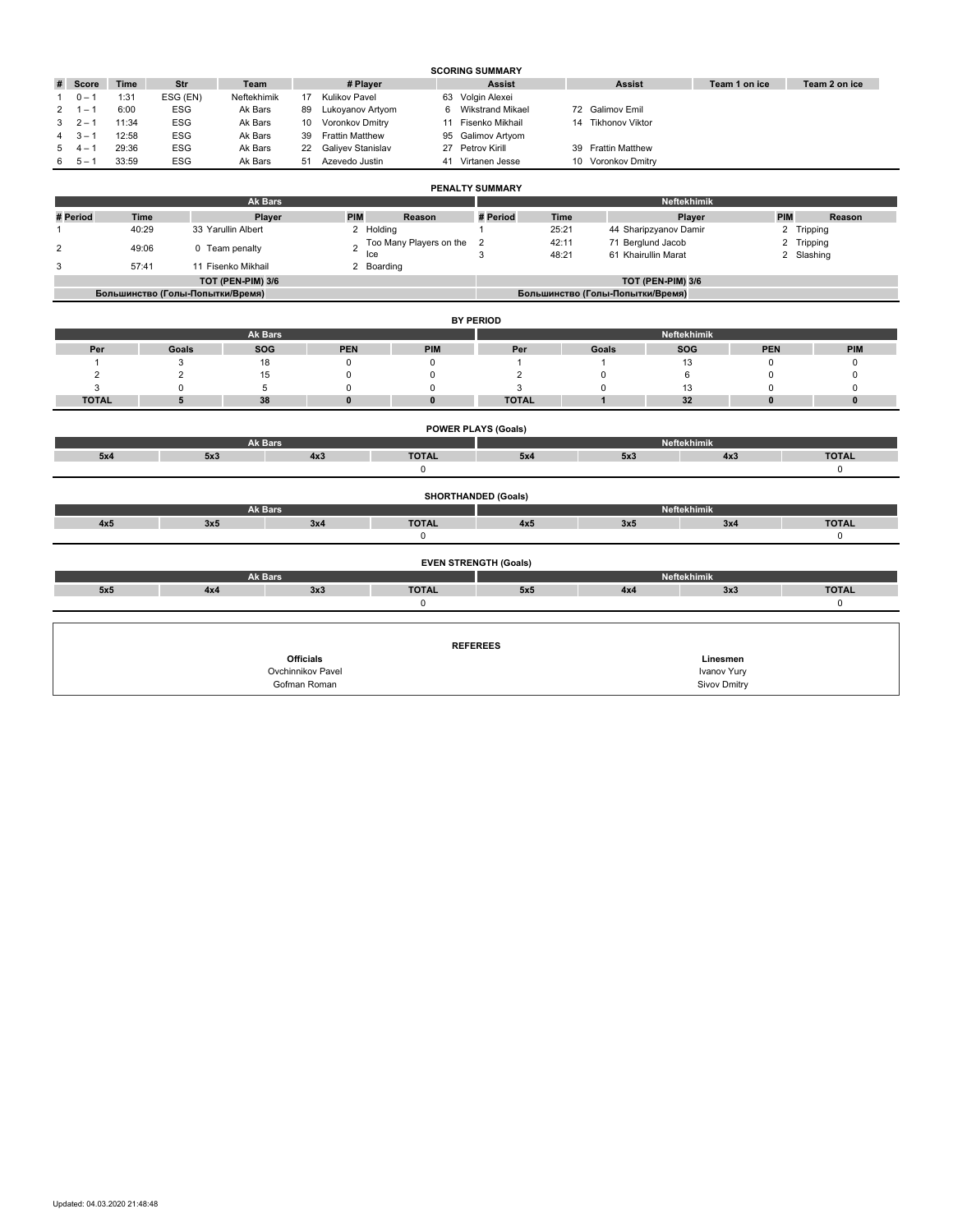## SCORING SUMMARY

| # | Score | Time | Str | Team | # Player | Assist | Assist | Team 1 on ice | Team 2 on ice |
|---|---|---|---|---|---|---|---|---|---|
| 1 | 0 – 1 | 1:31 | ESG (EN) | Neftekhimik | 17 Kulikov Pavel | 63 Volgin Alexei | | | |
| 2 | 1 – 1 | 6:00 | ESG | Ak Bars | 89 Lukoyanov Artyom | 6 Wikstrand Mikael | 72 Galimov Emil | | |
| 3 | 2 – 1 | 11:34 | ESG | Ak Bars | 10 Voronkov Dmitry | 11 Fisenko Mikhail | 14 Tikhonov Viktor | | |
| 4 | 3 – 1 | 12:58 | ESG | Ak Bars | 39 Frattin Matthew | 95 Galimov Artyom | | | |
| 5 | 4 – 1 | 29:36 | ESG | Ak Bars | 22 Galiyev Stanislav | 27 Petrov Kirill | 39 Frattin Matthew | | |
| 6 | 5 – 1 | 33:59 | ESG | Ak Bars | 51 Azevedo Justin | 41 Virtanen Jesse | 10 Voronkov Dmitry | | |

## PENALTY SUMMARY

| Ak Bars | | | | | Neftekhimik | | | | |
|---|---|---|---|---|---|---|---|---|---|
| # Period | Time | Player | PIM | Reason | # Period | Time | Player | PIM | Reason |
| 1 | 40:29 | 33 Yarullin Albert | 2 | Holding | 1 | 25:21 | 44 Sharipzyanov Damir | 2 | Tripping |
| 2 | 49:06 | 0 Team penalty | 2 | Too Many Players on the Ice | 2 | 42:11 | 71 Berglund Jacob | 2 | Tripping |
| 3 | 57:41 | 11 Fisenko Mikhail | 2 | Boarding | 3 | 48:21 | 61 Khairullin Marat | 2 | Slashing |
| TOT (PEN-PIM) 3/6 | | | | | TOT (PEN-PIM) 3/6 | | | | |
| Большинство (Голы-Попытки/Время) | | | | | Большинство (Голы-Попытки/Время) | | | | |

## BY PERIOD

| Ak Bars | | | | | Neftekhimik | | | | |
|---|---|---|---|---|---|---|---|---|---|
| Per | Goals | SOG | PEN | PIM | Per | Goals | SOG | PEN | PIM |
| 1 | 3 | 18 | 0 | 0 | 1 | 1 | 13 | 0 | 0 |
| 2 | 2 | 15 | 0 | 0 | 2 | 0 | 6 | 0 | 0 |
| 3 | 0 | 5 | 0 | 0 | 3 | 0 | 13 | 0 | 0 |
| **TOTAL** | **5** | **38** | **0** | **0** | **TOTAL** | **1** | **32** | **0** | **0** |

## POWER PLAYS (Goals)

| Ak Bars | | | | Neftekhimik | | | |
|---|---|---|---|---|---|---|---|
| 5x4 | 5x3 | 4x3 | TOTAL | 5x4 | 5x3 | 4x3 | TOTAL |
| | | | 0 | | | | 0 |

## SHORTHANDED (Goals)

| Ak Bars | | | | Neftekhimik | | | |
|---|---|---|---|---|---|---|---|
| 4x5 | 3x5 | 3x4 | TOTAL | 4x5 | 3x5 | 3x4 | TOTAL |
| | | | 0 | | | | 0 |

## EVEN STRENGTH (Goals)

| Ak Bars | | | | Neftekhimik | | | |
|---|---|---|---|---|---|---|---|
| 5x5 | 4x4 | 3x3 | TOTAL | 5x5 | 4x4 | 3x3 | TOTAL |
| | | | 0 | | | | 0 |

## REFEREES

| Officials | Linesmen |
|---|---|
| Ovchinnikov Pavel | Ivanov Yury |
| Gofman Roman | Sivov Dmitry |

Updated: 04.03.2020 21:48:48